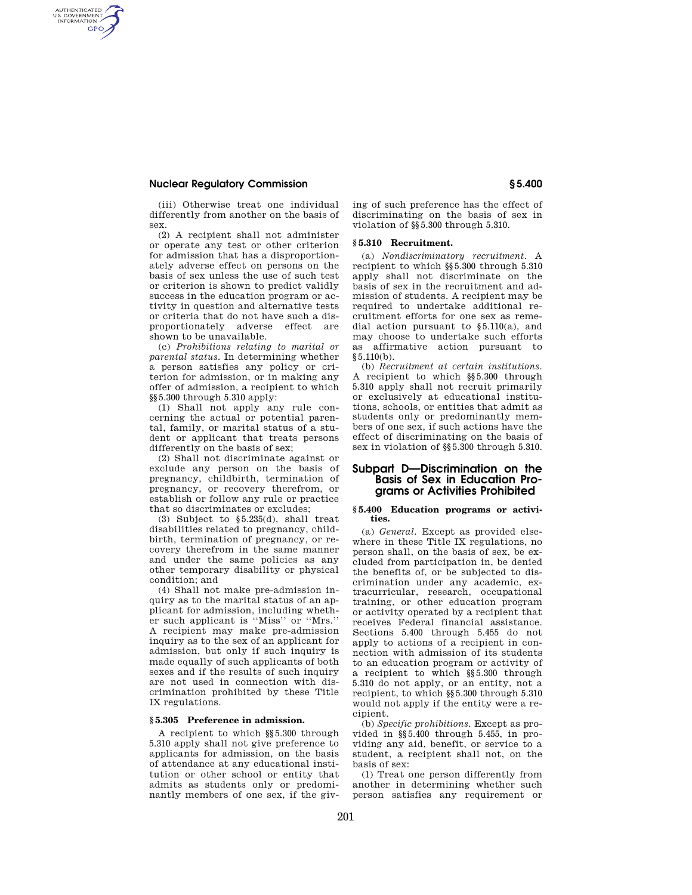(iii) Otherwise treat one individual differently from another on the basis of sex.

(2) A recipient shall not administer or operate any test or other criterion for admission that has a disproportionately adverse effect on persons on the basis of sex unless the use of such test or criterion is shown to predict validly success in the education program or activity in question and alternative tests or criteria that do not have such a disproportionately adverse effect are shown to be unavailable.

(c) *Prohibitions relating to marital or parental status.* In determining whether a person satisfies any policy or criterion for admission, or in making any offer of admission, a recipient to which §§5.300 through 5.310 apply:

(1) Shall not apply any rule concerning the actual or potential parental, family, or marital status of a student or applicant that treats persons differently on the basis of sex;

(2) Shall not discriminate against or exclude any person on the basis of pregnancy, childbirth, termination of pregnancy, or recovery therefrom, or establish or follow any rule or practice that so discriminates or excludes;

(3) Subject to §5.235(d), shall treat disabilities related to pregnancy, childbirth, termination of pregnancy, or recovery therefrom in the same manner and under the same policies as any other temporary disability or physical condition; and

(4) Shall not make pre-admission inquiry as to the marital status of an applicant for admission, including whether such applicant is ''Miss'' or ''Mrs.'' A recipient may make pre-admission inquiry as to the sex of an applicant for admission, but only if such inquiry is made equally of such applicants of both sexes and if the results of such inquiry are not used in connection with discrimination prohibited by these Title IX regulations.

### §5.305 Preference in admission.

A recipient to which §§5.300 through 5.310 apply shall not give preference to applicants for admission, on the basis of attendance at any educational institution or other school or entity that admits as students only or predominantly members of one sex, if the giving of such preference has the effect of discriminating on the basis of sex in violation of §§5.300 through 5.310.

### §5.310 Recruitment.

(a) *Nondiscriminatory recruitment.* A recipient to which §§5.300 through 5.310 apply shall not discriminate on the basis of sex in the recruitment and admission of students. A recipient may be required to undertake additional recruitment efforts for one sex as remedial action pursuant to §5.110(a), and may choose to undertake such efforts as affirmative action pursuant to §5.110(b).

(b) *Recruitment at certain institutions.* A recipient to which §§5.300 through 5.310 apply shall not recruit primarily or exclusively at educational institutions, schools, or entities that admit as students only or predominantly members of one sex, if such actions have the effect of discriminating on the basis of sex in violation of §§5.300 through 5.310.

## Subpart D—Discrimination on the Basis of Sex in Education Programs or Activities Prohibited

### §5.400 Education programs or activities.

(a) *General.* Except as provided elsewhere in these Title IX regulations, no person shall, on the basis of sex, be excluded from participation in, be denied the benefits of, or be subjected to discrimination under any academic, extracurricular, research, occupational training, or other education program or activity operated by a recipient that receives Federal financial assistance. Sections 5.400 through 5.455 do not apply to actions of a recipient in connection with admission of its students to an education program or activity of a recipient to which §§5.300 through 5.310 do not apply, or an entity, not a recipient, to which §§5.300 through 5.310 would not apply if the entity were a recipient.

(b) *Specific prohibitions.* Except as provided in §§5.400 through 5.455, in providing any aid, benefit, or service to a student, a recipient shall not, on the basis of sex:

(1) Treat one person differently from another in determining whether such person satisfies any requirement or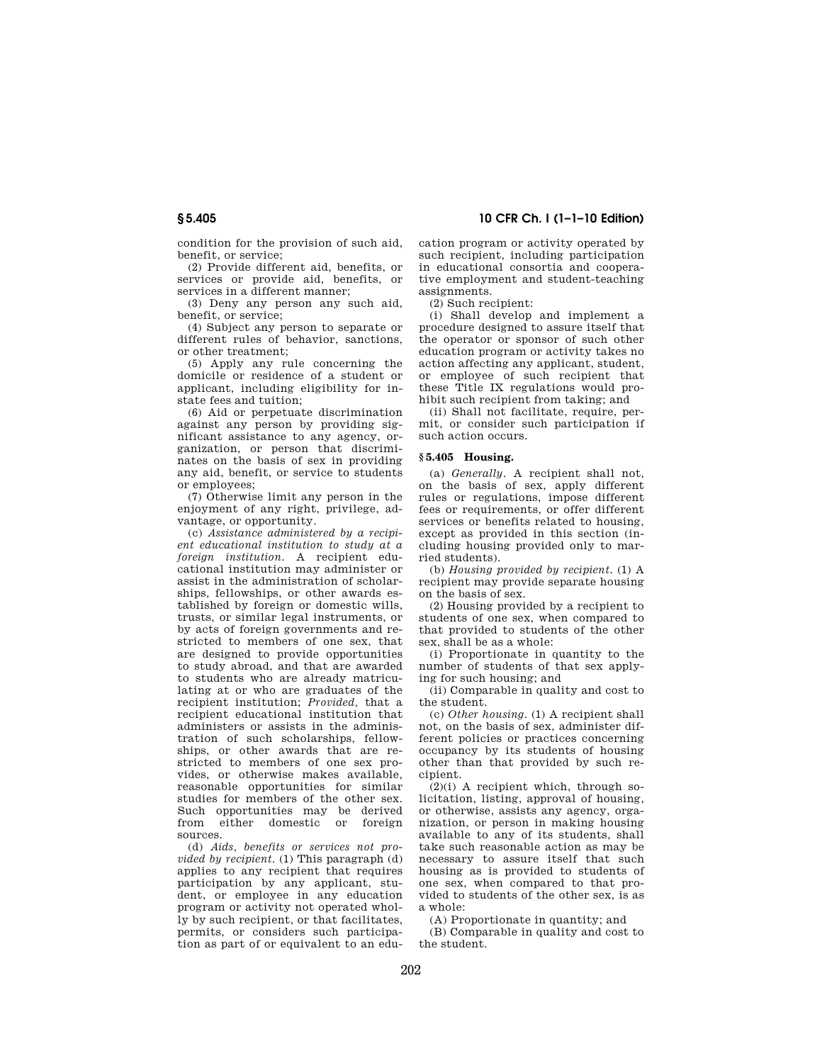condition for the provision of such aid, benefit, or service;

(2) Provide different aid, benefits, or services or provide aid, benefits, or services in a different manner;

(3) Deny any person any such aid, benefit, or service;

(4) Subject any person to separate or different rules of behavior, sanctions, or other treatment;

(5) Apply any rule concerning the domicile or residence of a student or applicant, including eligibility for in-state fees and tuition;

(6) Aid or perpetuate discrimination against any person by providing significant assistance to any agency, organization, or person that discriminates on the basis of sex in providing any aid, benefit, or service to students or employees;

(7) Otherwise limit any person in the enjoyment of any right, privilege, advantage, or opportunity.

(c) *Assistance administered by a recipient educational institution to study at a foreign institution.* A recipient educational institution may administer or assist in the administration of scholarships, fellowships, or other awards established by foreign or domestic wills, trusts, or similar legal instruments, or by acts of foreign governments and restricted to members of one sex, that are designed to provide opportunities to study abroad, and that are awarded to students who are already matriculating at or who are graduates of the recipient institution; *Provided*, that a recipient educational institution that administers or assists in the administration of such scholarships, fellowships, or other awards that are restricted to members of one sex provides, or otherwise makes available, reasonable opportunities for similar studies for members of the other sex. Such opportunities may be derived from either domestic or foreign sources.

(d) *Aids, benefits or services not provided by recipient.* (1) This paragraph (d) applies to any recipient that requires participation by any applicant, student, or employee in any education program or activity not operated wholly by such recipient, or that facilitates, permits, or considers such participation as part of or equivalent to an education program or activity operated by such recipient, including participation in educational consortia and cooperative employment and student-teaching assignments.

(2) Such recipient:

(i) Shall develop and implement a procedure designed to assure itself that the operator or sponsor of such other education program or activity takes no action affecting any applicant, student, or employee of such recipient that these Title IX regulations would prohibit such recipient from taking; and

(ii) Shall not facilitate, require, permit, or consider such participation if such action occurs.

## § 5.405 Housing.

(a) *Generally.* A recipient shall not, on the basis of sex, apply different rules or regulations, impose different fees or requirements, or offer different services or benefits related to housing, except as provided in this section (including housing provided only to married students).

(b) *Housing provided by recipient.* (1) A recipient may provide separate housing on the basis of sex.

(2) Housing provided by a recipient to students of one sex, when compared to that provided to students of the other sex, shall be as a whole:

(i) Proportionate in quantity to the number of students of that sex applying for such housing; and

(ii) Comparable in quality and cost to the student.

(c) *Other housing.* (1) A recipient shall not, on the basis of sex, administer different policies or practices concerning occupancy by its students of housing other than that provided by such recipient.

(2)(i) A recipient which, through solicitation, listing, approval of housing, or otherwise, assists any agency, organization, or person in making housing available to any of its students, shall take such reasonable action as may be necessary to assure itself that such housing as is provided to students of one sex, when compared to that provided to students of the other sex, is as a whole:

(A) Proportionate in quantity; and

(B) Comparable in quality and cost to the student.